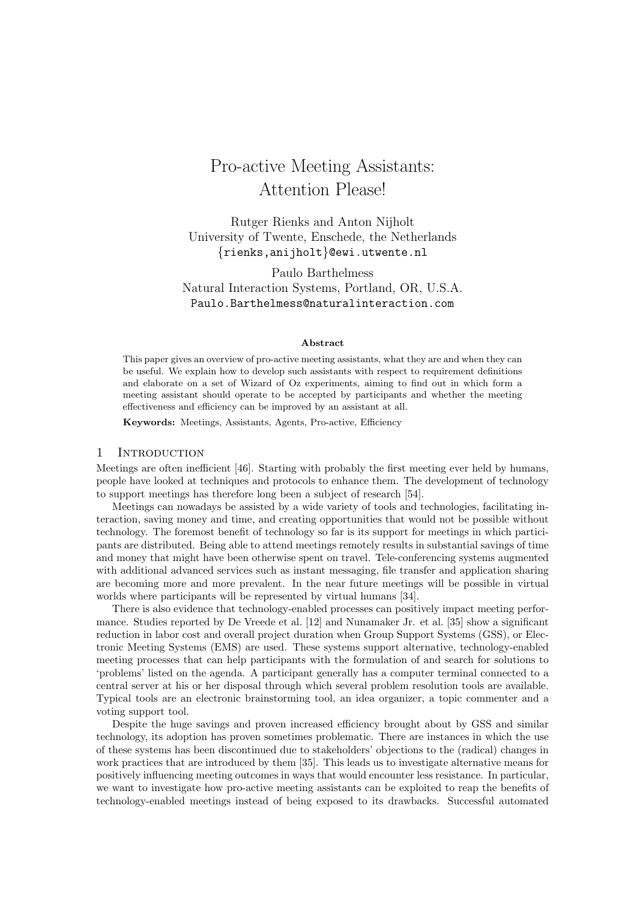# Pro-active Meeting Assistants: Attention Please!

Rutger Rienks and Anton Nijholt
University of Twente, Enschede, the Netherlands
{rienks,anijholt}@ewi.utwente.nl

Paulo Barthelmess
Natural Interaction Systems, Portland, OR, U.S.A.
Paulo.Barthelmess@naturalinteraction.com

**Abstract**

This paper gives an overview of pro-active meeting assistants, what they are and when they can be useful. We explain how to develop such assistants with respect to requirement definitions and elaborate on a set of Wizard of Oz experiments, aiming to find out in which form a meeting assistant should operate to be accepted by participants and whether the meeting effectiveness and efficiency can be improved by an assistant at all.

**Keywords:** Meetings, Assistants, Agents, Pro-active, Efficiency

## 1 Introduction

Meetings are often inefficient [46]. Starting with probably the first meeting ever held by humans, people have looked at techniques and protocols to enhance them. The development of technology to support meetings has therefore long been a subject of research [54].

Meetings can nowadays be assisted by a wide variety of tools and technologies, facilitating interaction, saving money and time, and creating opportunities that would not be possible without technology. The foremost benefit of technology so far is its support for meetings in which participants are distributed. Being able to attend meetings remotely results in substantial savings of time and money that might have been otherwise spent on travel. Tele-conferencing systems augmented with additional advanced services such as instant messaging, file transfer and application sharing are becoming more and more prevalent. In the near future meetings will be possible in virtual worlds where participants will be represented by virtual humans [34].

There is also evidence that technology-enabled processes can positively impact meeting performance. Studies reported by De Vreede et al. [12] and Nunamaker Jr. et al. [35] show a significant reduction in labor cost and overall project duration when Group Support Systems (GSS), or Electronic Meeting Systems (EMS) are used. These systems support alternative, technology-enabled meeting processes that can help participants with the formulation of and search for solutions to 'problems' listed on the agenda. A participant generally has a computer terminal connected to a central server at his or her disposal through which several problem resolution tools are available. Typical tools are an electronic brainstorming tool, an idea organizer, a topic commenter and a voting support tool.

Despite the huge savings and proven increased efficiency brought about by GSS and similar technology, its adoption has proven sometimes problematic. There are instances in which the use of these systems has been discontinued due to stakeholders' objections to the (radical) changes in work practices that are introduced by them [35]. This leads us to investigate alternative means for positively influencing meeting outcomes in ways that would encounter less resistance. In particular, we want to investigate how pro-active meeting assistants can be exploited to reap the benefits of technology-enabled meetings instead of being exposed to its drawbacks. Successful automated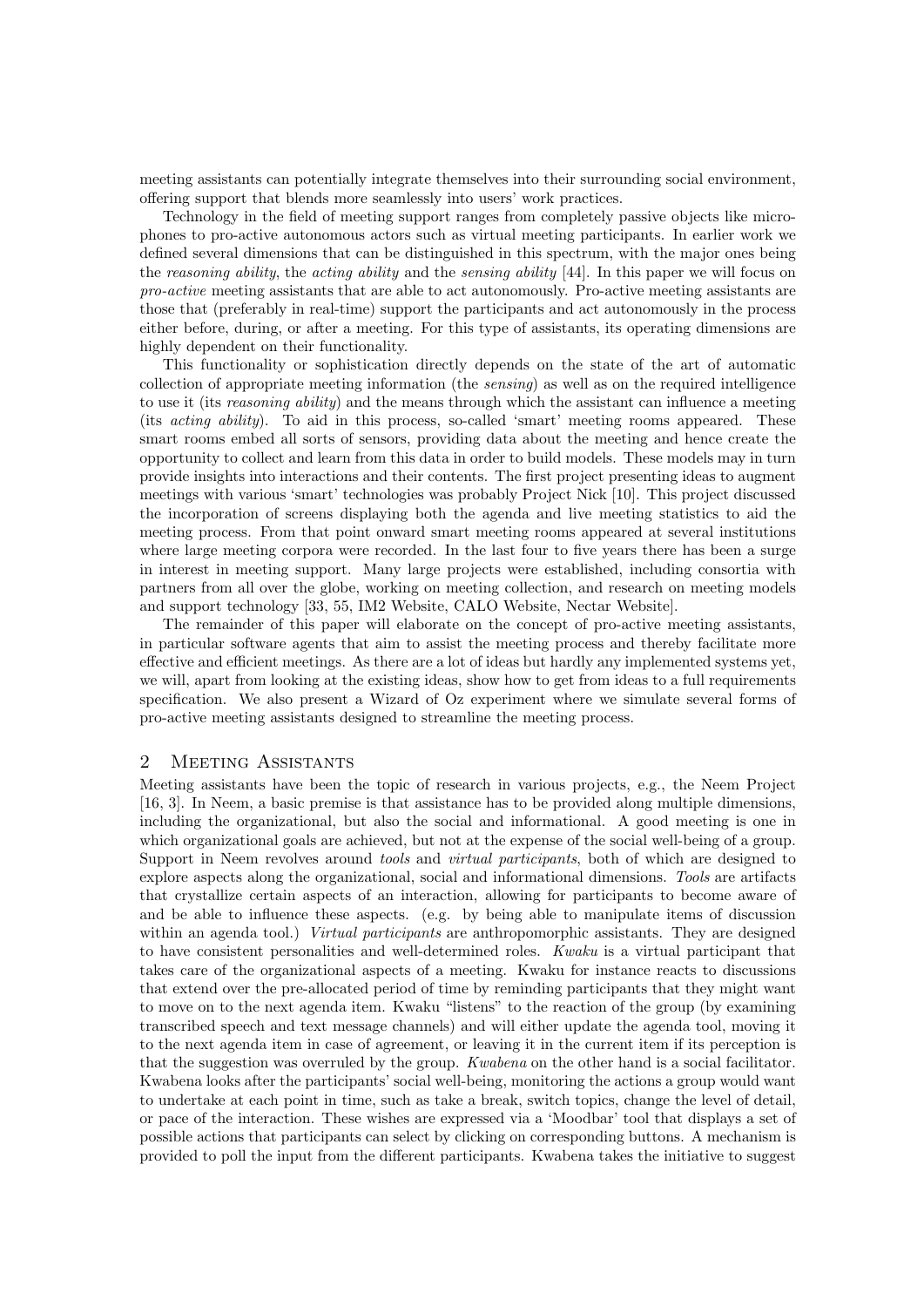meeting assistants can potentially integrate themselves into their surrounding social environment, offering support that blends more seamlessly into users' work practices.

Technology in the field of meeting support ranges from completely passive objects like microphones to pro-active autonomous actors such as virtual meeting participants. In earlier work we defined several dimensions that can be distinguished in this spectrum, with the major ones being the *reasoning ability*, the *acting ability* and the *sensing ability* [44]. In this paper we will focus on *pro-active* meeting assistants that are able to act autonomously. Pro-active meeting assistants are those that (preferably in real-time) support the participants and act autonomously in the process either before, during, or after a meeting. For this type of assistants, its operating dimensions are highly dependent on their functionality.

This functionality or sophistication directly depends on the state of the art of automatic collection of appropriate meeting information (the *sensing*) as well as on the required intelligence to use it (its *reasoning ability*) and the means through which the assistant can influence a meeting (its *acting ability*). To aid in this process, so-called 'smart' meeting rooms appeared. These smart rooms embed all sorts of sensors, providing data about the meeting and hence create the opportunity to collect and learn from this data in order to build models. These models may in turn provide insights into interactions and their contents. The first project presenting ideas to augment meetings with various 'smart' technologies was probably Project Nick [10]. This project discussed the incorporation of screens displaying both the agenda and live meeting statistics to aid the meeting process. From that point onward smart meeting rooms appeared at several institutions where large meeting corpora were recorded. In the last four to five years there has been a surge in interest in meeting support. Many large projects were established, including consortia with partners from all over the globe, working on meeting collection, and research on meeting models and support technology [33, 55, IM2 Website, CALO Website, Nectar Website].

The remainder of this paper will elaborate on the concept of pro-active meeting assistants, in particular software agents that aim to assist the meeting process and thereby facilitate more effective and efficient meetings. As there are a lot of ideas but hardly any implemented systems yet, we will, apart from looking at the existing ideas, show how to get from ideas to a full requirements specification. We also present a Wizard of Oz experiment where we simulate several forms of pro-active meeting assistants designed to streamline the meeting process.

## 2 Meeting Assistants

Meeting assistants have been the topic of research in various projects, e.g., the Neem Project [16, 3]. In Neem, a basic premise is that assistance has to be provided along multiple dimensions, including the organizational, but also the social and informational. A good meeting is one in which organizational goals are achieved, but not at the expense of the social well-being of a group. Support in Neem revolves around *tools* and *virtual participants*, both of which are designed to explore aspects along the organizational, social and informational dimensions. *Tools* are artifacts that crystallize certain aspects of an interaction, allowing for participants to become aware of and be able to influence these aspects. (e.g. by being able to manipulate items of discussion within an agenda tool.) *Virtual participants* are anthropomorphic assistants. They are designed to have consistent personalities and well-determined roles. *Kwaku* is a virtual participant that takes care of the organizational aspects of a meeting. Kwaku for instance reacts to discussions that extend over the pre-allocated period of time by reminding participants that they might want to move on to the next agenda item. Kwaku "listens" to the reaction of the group (by examining transcribed speech and text message channels) and will either update the agenda tool, moving it to the next agenda item in case of agreement, or leaving it in the current item if its perception is that the suggestion was overruled by the group. *Kwabena* on the other hand is a social facilitator. Kwabena looks after the participants' social well-being, monitoring the actions a group would want to undertake at each point in time, such as take a break, switch topics, change the level of detail, or pace of the interaction. These wishes are expressed via a 'Moodbar' tool that displays a set of possible actions that participants can select by clicking on corresponding buttons. A mechanism is provided to poll the input from the different participants. Kwabena takes the initiative to suggest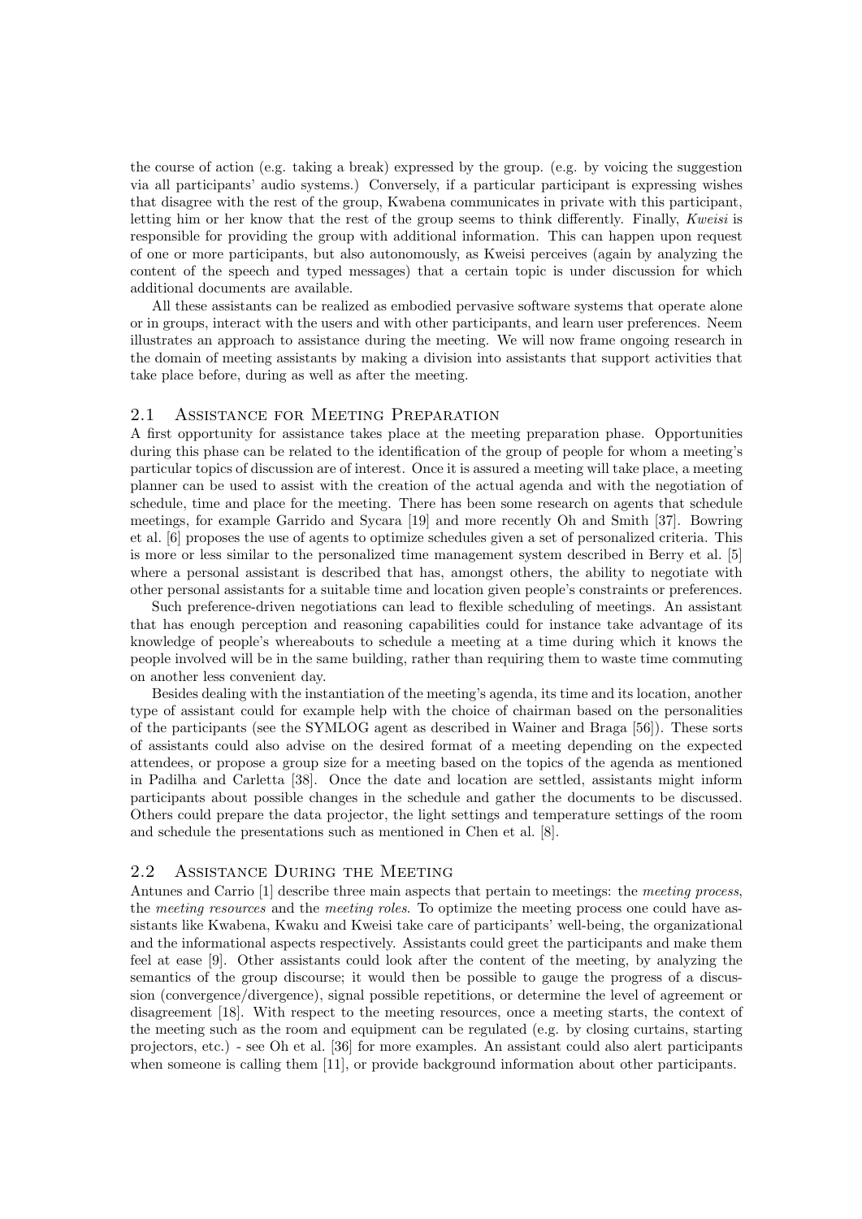the course of action (e.g. taking a break) expressed by the group. (e.g. by voicing the suggestion via all participants' audio systems.) Conversely, if a particular participant is expressing wishes that disagree with the rest of the group, Kwabena communicates in private with this participant, letting him or her know that the rest of the group seems to think differently. Finally, *Kweisi* is responsible for providing the group with additional information. This can happen upon request of one or more participants, but also autonomously, as Kweisi perceives (again by analyzing the content of the speech and typed messages) that a certain topic is under discussion for which additional documents are available.

All these assistants can be realized as embodied pervasive software systems that operate alone or in groups, interact with the users and with other participants, and learn user preferences. Neem illustrates an approach to assistance during the meeting. We will now frame ongoing research in the domain of meeting assistants by making a division into assistants that support activities that take place before, during as well as after the meeting.

## 2.1 Assistance for Meeting Preparation

A first opportunity for assistance takes place at the meeting preparation phase. Opportunities during this phase can be related to the identification of the group of people for whom a meeting's particular topics of discussion are of interest. Once it is assured a meeting will take place, a meeting planner can be used to assist with the creation of the actual agenda and with the negotiation of schedule, time and place for the meeting. There has been some research on agents that schedule meetings, for example Garrido and Sycara [19] and more recently Oh and Smith [37]. Bowring et al. [6] proposes the use of agents to optimize schedules given a set of personalized criteria. This is more or less similar to the personalized time management system described in Berry et al. [5] where a personal assistant is described that has, amongst others, the ability to negotiate with other personal assistants for a suitable time and location given people's constraints or preferences.

Such preference-driven negotiations can lead to flexible scheduling of meetings. An assistant that has enough perception and reasoning capabilities could for instance take advantage of its knowledge of people's whereabouts to schedule a meeting at a time during which it knows the people involved will be in the same building, rather than requiring them to waste time commuting on another less convenient day.

Besides dealing with the instantiation of the meeting's agenda, its time and its location, another type of assistant could for example help with the choice of chairman based on the personalities of the participants (see the SYMLOG agent as described in Wainer and Braga [56]). These sorts of assistants could also advise on the desired format of a meeting depending on the expected attendees, or propose a group size for a meeting based on the topics of the agenda as mentioned in Padilha and Carletta [38]. Once the date and location are settled, assistants might inform participants about possible changes in the schedule and gather the documents to be discussed. Others could prepare the data projector, the light settings and temperature settings of the room and schedule the presentations such as mentioned in Chen et al. [8].

## 2.2 Assistance During the Meeting

Antunes and Carrio [1] describe three main aspects that pertain to meetings: the *meeting process*, the *meeting resources* and the *meeting roles*. To optimize the meeting process one could have assistants like Kwabena, Kwaku and Kweisi take care of participants' well-being, the organizational and the informational aspects respectively. Assistants could greet the participants and make them feel at ease [9]. Other assistants could look after the content of the meeting, by analyzing the semantics of the group discourse; it would then be possible to gauge the progress of a discussion (convergence/divergence), signal possible repetitions, or determine the level of agreement or disagreement [18]. With respect to the meeting resources, once a meeting starts, the context of the meeting such as the room and equipment can be regulated (e.g. by closing curtains, starting projectors, etc.) - see Oh et al. [36] for more examples. An assistant could also alert participants when someone is calling them [11], or provide background information about other participants.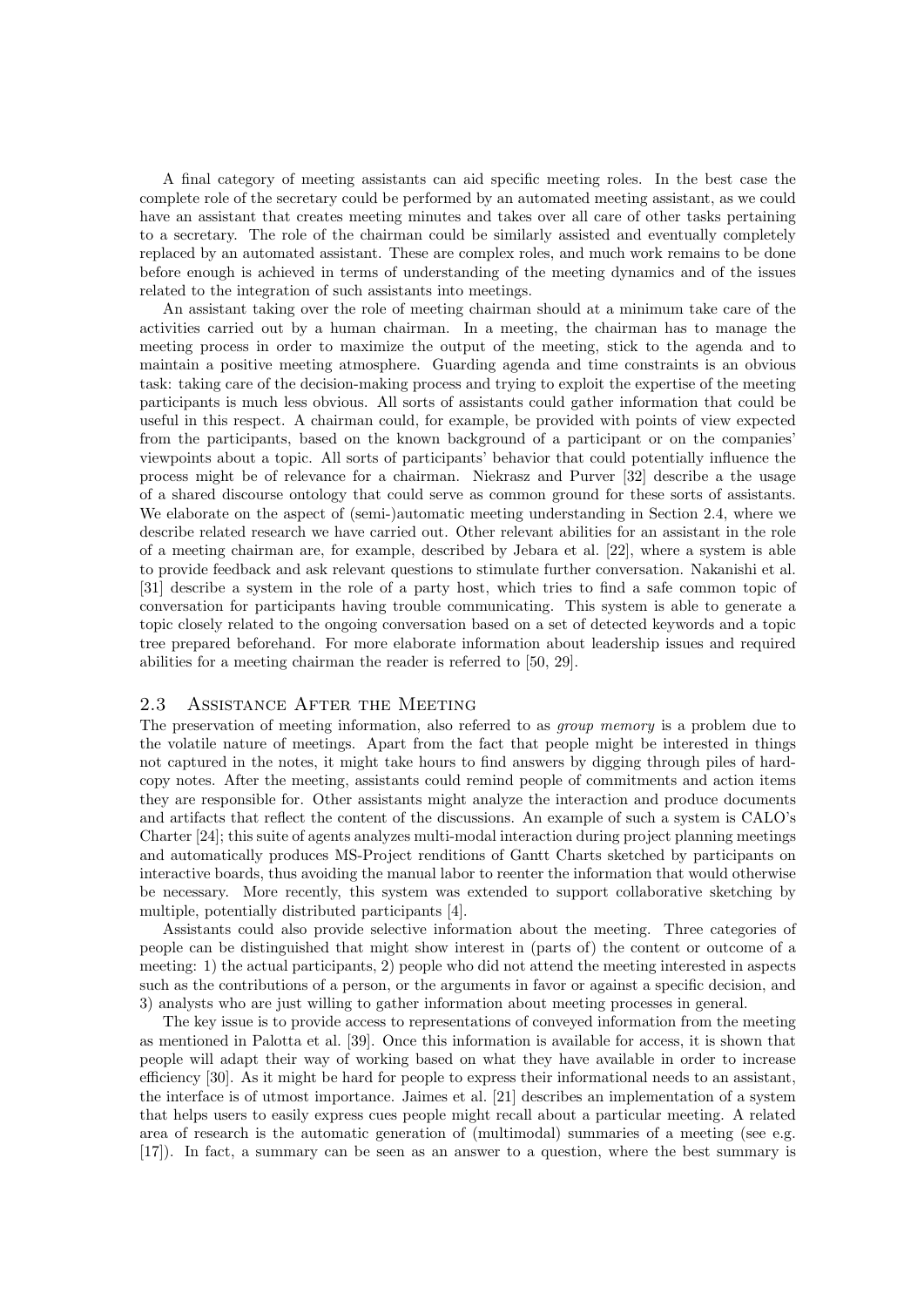A final category of meeting assistants can aid specific meeting roles. In the best case the complete role of the secretary could be performed by an automated meeting assistant, as we could have an assistant that creates meeting minutes and takes over all care of other tasks pertaining to a secretary. The role of the chairman could be similarly assisted and eventually completely replaced by an automated assistant. These are complex roles, and much work remains to be done before enough is achieved in terms of understanding of the meeting dynamics and of the issues related to the integration of such assistants into meetings.

An assistant taking over the role of meeting chairman should at a minimum take care of the activities carried out by a human chairman. In a meeting, the chairman has to manage the meeting process in order to maximize the output of the meeting, stick to the agenda and to maintain a positive meeting atmosphere. Guarding agenda and time constraints is an obvious task: taking care of the decision-making process and trying to exploit the expertise of the meeting participants is much less obvious. All sorts of assistants could gather information that could be useful in this respect. A chairman could, for example, be provided with points of view expected from the participants, based on the known background of a participant or on the companies' viewpoints about a topic. All sorts of participants' behavior that could potentially influence the process might be of relevance for a chairman. Niekrasz and Purver [32] describe a the usage of a shared discourse ontology that could serve as common ground for these sorts of assistants. We elaborate on the aspect of (semi-)automatic meeting understanding in Section 2.4, where we describe related research we have carried out. Other relevant abilities for an assistant in the role of a meeting chairman are, for example, described by Jebara et al. [22], where a system is able to provide feedback and ask relevant questions to stimulate further conversation. Nakanishi et al. [31] describe a system in the role of a party host, which tries to find a safe common topic of conversation for participants having trouble communicating. This system is able to generate a topic closely related to the ongoing conversation based on a set of detected keywords and a topic tree prepared beforehand. For more elaborate information about leadership issues and required abilities for a meeting chairman the reader is referred to [50, 29].

## 2.3 Assistance After the Meeting

The preservation of meeting information, also referred to as *group memory* is a problem due to the volatile nature of meetings. Apart from the fact that people might be interested in things not captured in the notes, it might take hours to find answers by digging through piles of hard-copy notes. After the meeting, assistants could remind people of commitments and action items they are responsible for. Other assistants might analyze the interaction and produce documents and artifacts that reflect the content of the discussions. An example of such a system is CALO's Charter [24]; this suite of agents analyzes multi-modal interaction during project planning meetings and automatically produces MS-Project renditions of Gantt Charts sketched by participants on interactive boards, thus avoiding the manual labor to reenter the information that would otherwise be necessary. More recently, this system was extended to support collaborative sketching by multiple, potentially distributed participants [4].

Assistants could also provide selective information about the meeting. Three categories of people can be distinguished that might show interest in (parts of) the content or outcome of a meeting: 1) the actual participants, 2) people who did not attend the meeting interested in aspects such as the contributions of a person, or the arguments in favor or against a specific decision, and 3) analysts who are just willing to gather information about meeting processes in general.

The key issue is to provide access to representations of conveyed information from the meeting as mentioned in Palotta et al. [39]. Once this information is available for access, it is shown that people will adapt their way of working based on what they have available in order to increase efficiency [30]. As it might be hard for people to express their informational needs to an assistant, the interface is of utmost importance. Jaimes et al. [21] describes an implementation of a system that helps users to easily express cues people might recall about a particular meeting. A related area of research is the automatic generation of (multimodal) summaries of a meeting (see e.g. [17]). In fact, a summary can be seen as an answer to a question, where the best summary is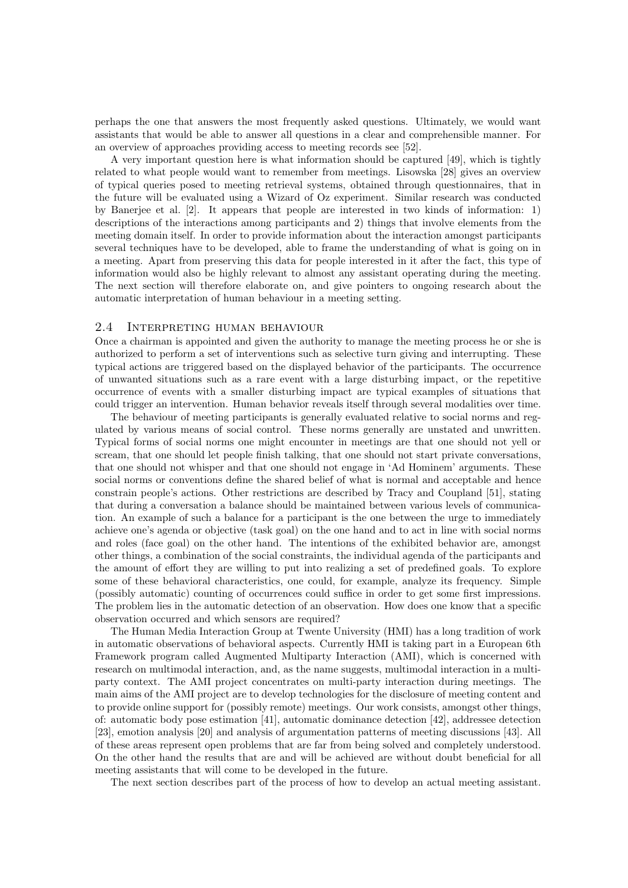perhaps the one that answers the most frequently asked questions. Ultimately, we would want assistants that would be able to answer all questions in a clear and comprehensible manner. For an overview of approaches providing access to meeting records see [52].

A very important question here is what information should be captured [49], which is tightly related to what people would want to remember from meetings. Lisowska [28] gives an overview of typical queries posed to meeting retrieval systems, obtained through questionnaires, that in the future will be evaluated using a Wizard of Oz experiment. Similar research was conducted by Banerjee et al. [2]. It appears that people are interested in two kinds of information: 1) descriptions of the interactions among participants and 2) things that involve elements from the meeting domain itself. In order to provide information about the interaction amongst participants several techniques have to be developed, able to frame the understanding of what is going on in a meeting. Apart from preserving this data for people interested in it after the fact, this type of information would also be highly relevant to almost any assistant operating during the meeting. The next section will therefore elaborate on, and give pointers to ongoing research about the automatic interpretation of human behaviour in a meeting setting.

## 2.4 Interpreting human behaviour

Once a chairman is appointed and given the authority to manage the meeting process he or she is authorized to perform a set of interventions such as selective turn giving and interrupting. These typical actions are triggered based on the displayed behavior of the participants. The occurrence of unwanted situations such as a rare event with a large disturbing impact, or the repetitive occurrence of events with a smaller disturbing impact are typical examples of situations that could trigger an intervention. Human behavior reveals itself through several modalities over time.

The behaviour of meeting participants is generally evaluated relative to social norms and regulated by various means of social control. These norms generally are unstated and unwritten. Typical forms of social norms one might encounter in meetings are that one should not yell or scream, that one should let people finish talking, that one should not start private conversations, that one should not whisper and that one should not engage in 'Ad Hominem' arguments. These social norms or conventions define the shared belief of what is normal and acceptable and hence constrain people's actions. Other restrictions are described by Tracy and Coupland [51], stating that during a conversation a balance should be maintained between various levels of communication. An example of such a balance for a participant is the one between the urge to immediately achieve one's agenda or objective (task goal) on the one hand and to act in line with social norms and roles (face goal) on the other hand. The intentions of the exhibited behavior are, amongst other things, a combination of the social constraints, the individual agenda of the participants and the amount of effort they are willing to put into realizing a set of predefined goals. To explore some of these behavioral characteristics, one could, for example, analyze its frequency. Simple (possibly automatic) counting of occurrences could suffice in order to get some first impressions. The problem lies in the automatic detection of an observation. How does one know that a specific observation occurred and which sensors are required?

The Human Media Interaction Group at Twente University (HMI) has a long tradition of work in automatic observations of behavioral aspects. Currently HMI is taking part in a European 6th Framework program called Augmented Multiparty Interaction (AMI), which is concerned with research on multimodal interaction, and, as the name suggests, multimodal interaction in a multi-party context. The AMI project concentrates on multi-party interaction during meetings. The main aims of the AMI project are to develop technologies for the disclosure of meeting content and to provide online support for (possibly remote) meetings. Our work consists, amongst other things, of: automatic body pose estimation [41], automatic dominance detection [42], addressee detection [23], emotion analysis [20] and analysis of argumentation patterns of meeting discussions [43]. All of these areas represent open problems that are far from being solved and completely understood. On the other hand the results that are and will be achieved are without doubt beneficial for all meeting assistants that will come to be developed in the future.

The next section describes part of the process of how to develop an actual meeting assistant.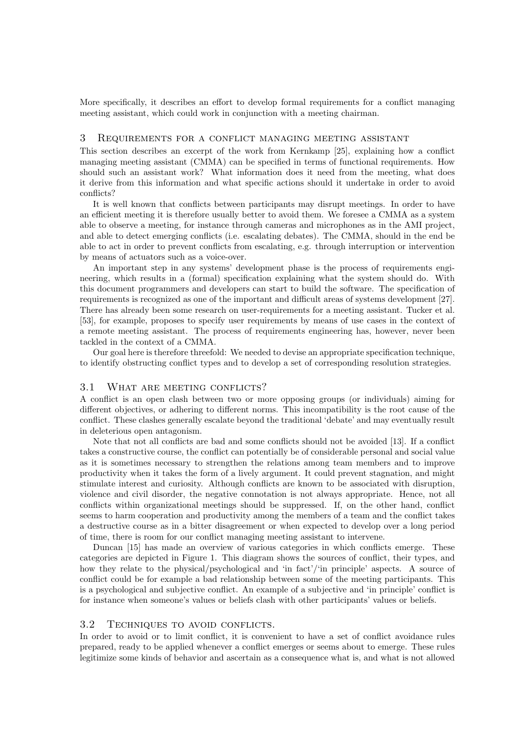More specifically, it describes an effort to develop formal requirements for a conflict managing meeting assistant, which could work in conjunction with a meeting chairman.

## 3 Requirements for a conflict managing meeting assistant

This section describes an excerpt of the work from Kernkamp [25], explaining how a conflict managing meeting assistant (CMMA) can be specified in terms of functional requirements. How should such an assistant work? What information does it need from the meeting, what does it derive from this information and what specific actions should it undertake in order to avoid conflicts?

It is well known that conflicts between participants may disrupt meetings. In order to have an efficient meeting it is therefore usually better to avoid them. We foresee a CMMA as a system able to observe a meeting, for instance through cameras and microphones as in the AMI project, and able to detect emerging conflicts (i.e. escalating debates). The CMMA, should in the end be able to act in order to prevent conflicts from escalating, e.g. through interruption or intervention by means of actuators such as a voice-over.

An important step in any systems' development phase is the process of requirements engineering, which results in a (formal) specification explaining what the system should do. With this document programmers and developers can start to build the software. The specification of requirements is recognized as one of the important and difficult areas of systems development [27]. There has already been some research on user-requirements for a meeting assistant. Tucker et al. [53], for example, proposes to specify user requirements by means of use cases in the context of a remote meeting assistant. The process of requirements engineering has, however, never been tackled in the context of a CMMA.

Our goal here is therefore threefold: We needed to devise an appropriate specification technique, to identify obstructing conflict types and to develop a set of corresponding resolution strategies.

### 3.1 What are meeting conflicts?

A conflict is an open clash between two or more opposing groups (or individuals) aiming for different objectives, or adhering to different norms. This incompatibility is the root cause of the conflict. These clashes generally escalate beyond the traditional 'debate' and may eventually result in deleterious open antagonism.

Note that not all conflicts are bad and some conflicts should not be avoided [13]. If a conflict takes a constructive course, the conflict can potentially be of considerable personal and social value as it is sometimes necessary to strengthen the relations among team members and to improve productivity when it takes the form of a lively argument. It could prevent stagnation, and might stimulate interest and curiosity. Although conflicts are known to be associated with disruption, violence and civil disorder, the negative connotation is not always appropriate. Hence, not all conflicts within organizational meetings should be suppressed. If, on the other hand, conflict seems to harm cooperation and productivity among the members of a team and the conflict takes a destructive course as in a bitter disagreement or when expected to develop over a long period of time, there is room for our conflict managing meeting assistant to intervene.

Duncan [15] has made an overview of various categories in which conflicts emerge. These categories are depicted in Figure 1. This diagram shows the sources of conflict, their types, and how they relate to the physical/psychological and 'in fact'/'in principle' aspects. A source of conflict could be for example a bad relationship between some of the meeting participants. This is a psychological and subjective conflict. An example of a subjective and 'in principle' conflict is for instance when someone's values or beliefs clash with other participants' values or beliefs.

### 3.2 Techniques to avoid conflicts.

In order to avoid or to limit conflict, it is convenient to have a set of conflict avoidance rules prepared, ready to be applied whenever a conflict emerges or seems about to emerge. These rules legitimize some kinds of behavior and ascertain as a consequence what is, and what is not allowed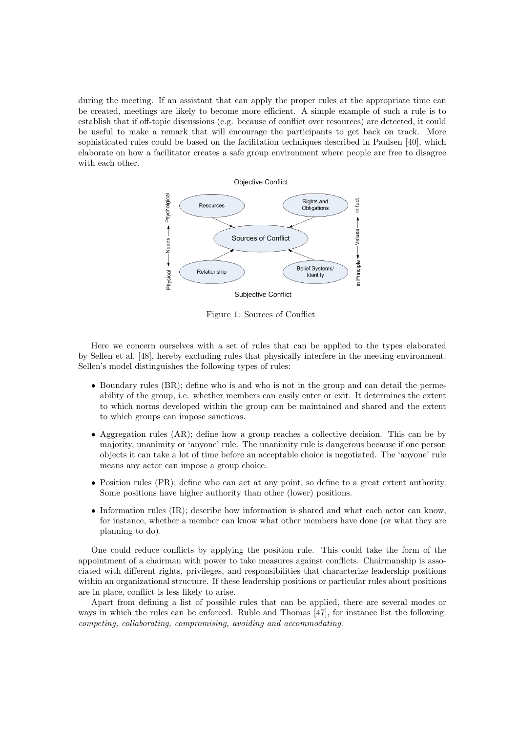during the meeting. If an assistant that can apply the proper rules at the appropriate time can be created, meetings are likely to become more efficient. A simple example of such a rule is to establish that if off-topic discussions (e.g. because of conflict over resources) are detected, it could be useful to make a remark that will encourage the participants to get back on track. More sophisticated rules could be based on the facilitation techniques described in Paulsen [40], which elaborate on how a facilitator creates a safe group environment where people are free to disagree with each other.

Figure 1: Sources of Conflict

Here we concern ourselves with a set of rules that can be applied to the types elaborated by Sellen et al. [48], hereby excluding rules that physically interfere in the meeting environment. Sellen's model distinguishes the following types of rules:

- Boundary rules (BR); define who is and who is not in the group and can detail the permeability of the group, i.e. whether members can easily enter or exit. It determines the extent to which norms developed within the group can be maintained and shared and the extent to which groups can impose sanctions.
- Aggregation rules (AR); define how a group reaches a collective decision. This can be by majority, unanimity or 'anyone' rule. The unanimity rule is dangerous because if one person objects it can take a lot of time before an acceptable choice is negotiated. The 'anyone' rule means any actor can impose a group choice.
- Position rules (PR); define who can act at any point, so define to a great extent authority. Some positions have higher authority than other (lower) positions.
- Information rules (IR); describe how information is shared and what each actor can know, for instance, whether a member can know what other members have done (or what they are planning to do).

One could reduce conflicts by applying the position rule. This could take the form of the appointment of a chairman with power to take measures against conflicts. Chairmanship is associated with different rights, privileges, and responsibilities that characterize leadership positions within an organizational structure. If these leadership positions or particular rules about positions are in place, conflict is less likely to arise.

Apart from defining a list of possible rules that can be applied, there are several modes or ways in which the rules can be enforced. Ruble and Thomas [47], for instance list the following: *competing, collaborating, compromising, avoiding and accommodating.*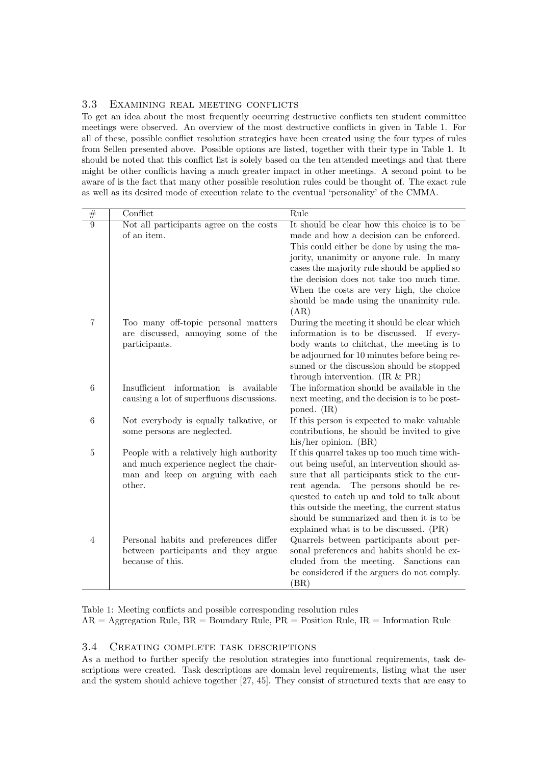### 3.3 Examining real meeting conflicts

To get an idea about the most frequently occurring destructive conflicts ten student committee meetings were observed. An overview of the most destructive conflicts in given in Table 1. For all of these, possible conflict resolution strategies have been created using the four types of rules from Sellen presented above. Possible options are listed, together with their type in Table 1. It should be noted that this conflict list is solely based on the ten attended meetings and that there might be other conflicts having a much greater impact in other meetings. A second point to be aware of is the fact that many other possible resolution rules could be thought of. The exact rule as well as its desired mode of execution relate to the eventual 'personality' of the CMMA.

| # | Conflict | Rule |
|---|---|---|
| 9 | Not all participants agree on the costs of an item. | It should be clear how this choice is to be made and how a decision can be enforced. This could either be done by using the majority, unanimity or anyone rule. In many cases the majority rule should be applied so the decision does not take too much time. When the costs are very high, the choice should be made using the unanimity rule. (AR) |
| 7 | Too many off-topic personal matters are discussed, annoying some of the participants. | During the meeting it should be clear which information is to be discussed. If everybody wants to chitchat, the meeting is to be adjourned for 10 minutes before being resumed or the discussion should be stopped through intervention. (IR & PR) |
| 6 | Insufficient information is available causing a lot of superfluous discussions. | The information should be available in the next meeting, and the decision is to be postponed. (IR) |
| 6 | Not everybody is equally talkative, or some persons are neglected. | If this person is expected to make valuable contributions, he should be invited to give his/her opinion. (BR) |
| 5 | People with a relatively high authority and much experience neglect the chairman and keep on arguing with each other. | If this quarrel takes up too much time without being useful, an intervention should assure that all participants stick to the current agenda. The persons should be requested to catch up and told to talk about this outside the meeting, the current status should be summarized and then it is to be explained what is to be discussed. (PR) |
| 4 | Personal habits and preferences differ between participants and they argue because of this. | Quarrels between participants about personal preferences and habits should be excluded from the meeting. Sanctions can be considered if the arguers do not comply. (BR) |

Table 1: Meeting conflicts and possible corresponding resolution rules
AR = Aggregation Rule, BR = Boundary Rule, PR = Position Rule, IR = Information Rule

### 3.4 Creating complete task descriptions

As a method to further specify the resolution strategies into functional requirements, task descriptions were created. Task descriptions are domain level requirements, listing what the user and the system should achieve together [27, 45]. They consist of structured texts that are easy to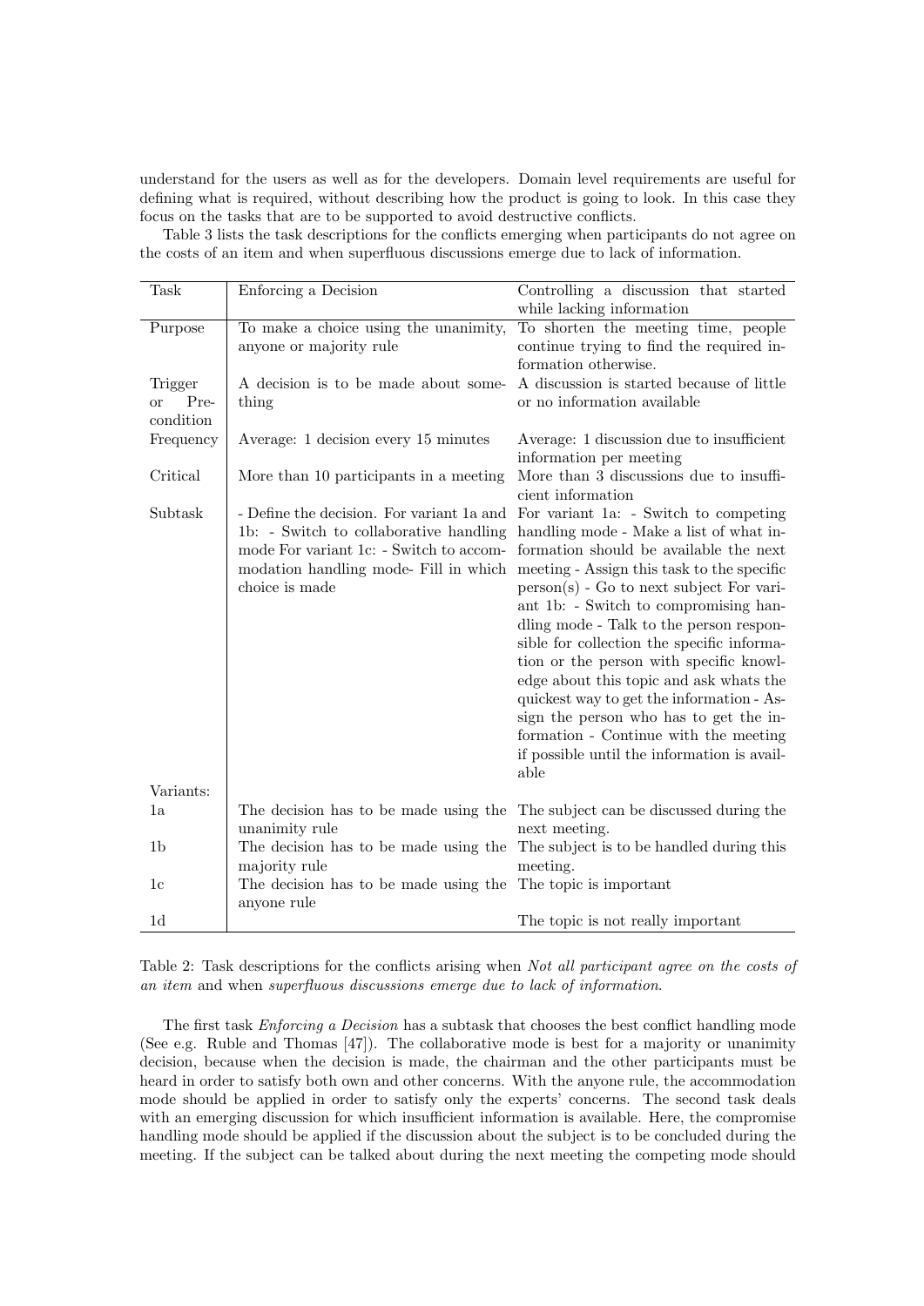understand for the users as well as for the developers. Domain level requirements are useful for defining what is required, without describing how the product is going to look. In this case they focus on the tasks that are to be supported to avoid destructive conflicts.

Table 3 lists the task descriptions for the conflicts emerging when participants do not agree on the costs of an item and when superfluous discussions emerge due to lack of information.

| Task | Enforcing a Decision | Controlling a discussion that started while lacking information |
|---|---|---|
| Purpose | To make a choice using the unanimity, anyone or majority rule | To shorten the meeting time, people continue trying to find the required information otherwise. |
| Trigger or Precondition | A decision is to be made about something | A discussion is started because of little or no information available |
| Frequency | Average: 1 decision every 15 minutes | Average: 1 discussion due to insufficient information per meeting |
| Critical | More than 10 participants in a meeting | More than 3 discussions due to insufficient information |
| Subtask | - Define the decision. For variant 1a and 1b: - Switch to collaborative handling mode For variant 1c: - Switch to accommodation handling mode- Fill in which choice is made | For variant 1a: - Switch to competing handling mode - Make a list of what information should be available the next meeting - Assign this task to the specific person(s) - Go to next subject For variant 1b: - Switch to compromising handling mode - Talk to the person responsible for collection the specific information or the person with specific knowledge about this topic and ask whats the quickest way to get the information - Assign the person who has to get the information - Continue with the meeting if possible until the information is available |
| Variants: | | |
| 1a | The decision has to be made using the unanimity rule | The subject can be discussed during the next meeting. |
| 1b | The decision has to be made using the majority rule | The subject is to be handled during this meeting. |
| 1c | The decision has to be made using the anyone rule | The topic is important |
| 1d | | The topic is not really important |

Table 2: Task descriptions for the conflicts arising when *Not all participant agree on the costs of an item* and when *superfluous discussions emerge due to lack of information*.

The first task *Enforcing a Decision* has a subtask that chooses the best conflict handling mode (See e.g. Ruble and Thomas [47]). The collaborative mode is best for a majority or unanimity decision, because when the decision is made, the chairman and the other participants must be heard in order to satisfy both own and other concerns. With the anyone rule, the accommodation mode should be applied in order to satisfy only the experts' concerns. The second task deals with an emerging discussion for which insufficient information is available. Here, the compromise handling mode should be applied if the discussion about the subject is to be concluded during the meeting. If the subject can be talked about during the next meeting the competing mode should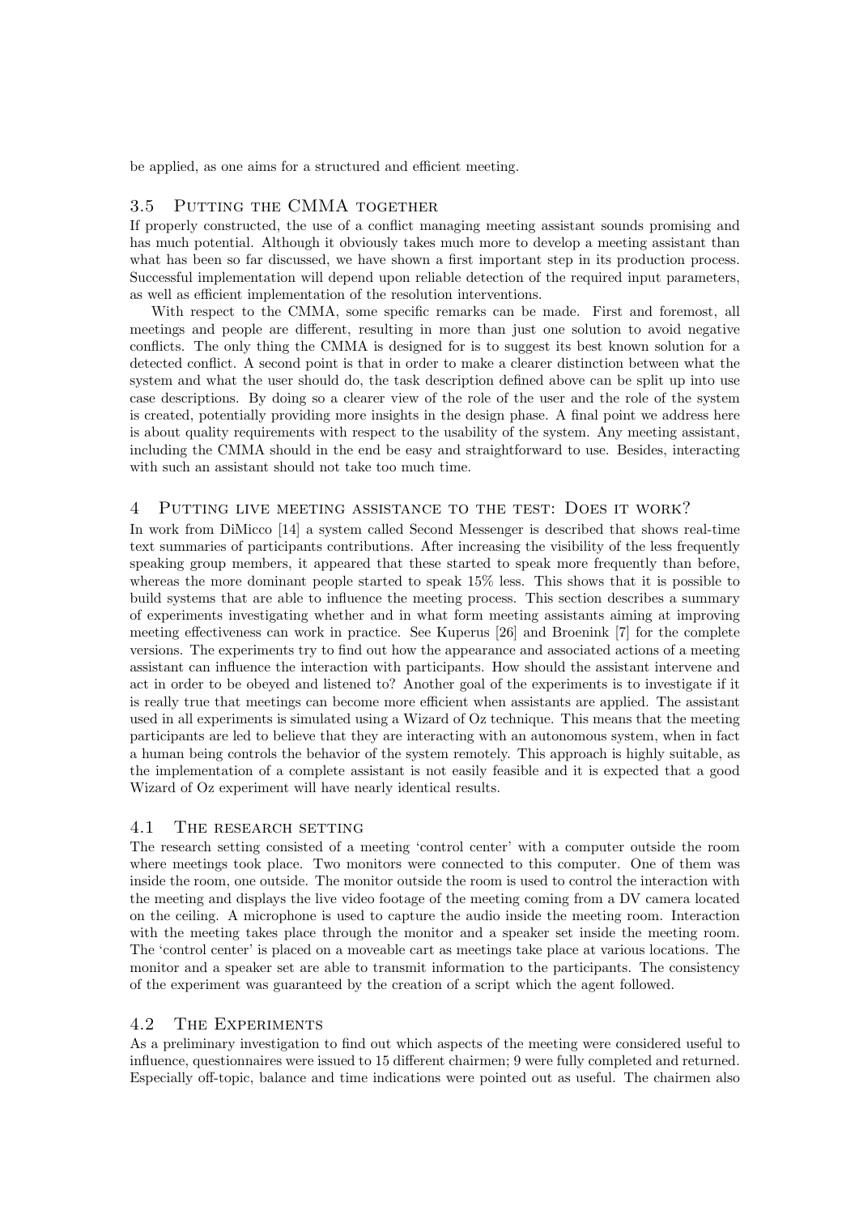be applied, as one aims for a structured and efficient meeting.

### 3.5 Putting the CMMA together

If properly constructed, the use of a conflict managing meeting assistant sounds promising and has much potential. Although it obviously takes much more to develop a meeting assistant than what has been so far discussed, we have shown a first important step in its production process. Successful implementation will depend upon reliable detection of the required input parameters, as well as efficient implementation of the resolution interventions.

With respect to the CMMA, some specific remarks can be made. First and foremost, all meetings and people are different, resulting in more than just one solution to avoid negative conflicts. The only thing the CMMA is designed for is to suggest its best known solution for a detected conflict. A second point is that in order to make a clearer distinction between what the system and what the user should do, the task description defined above can be split up into use case descriptions. By doing so a clearer view of the role of the user and the role of the system is created, potentially providing more insights in the design phase. A final point we address here is about quality requirements with respect to the usability of the system. Any meeting assistant, including the CMMA should in the end be easy and straightforward to use. Besides, interacting with such an assistant should not take too much time.

## 4 Putting live meeting assistance to the test: Does it work?

In work from DiMicco [14] a system called Second Messenger is described that shows real-time text summaries of participants contributions. After increasing the visibility of the less frequently speaking group members, it appeared that these started to speak more frequently than before, whereas the more dominant people started to speak 15% less. This shows that it is possible to build systems that are able to influence the meeting process. This section describes a summary of experiments investigating whether and in what form meeting assistants aiming at improving meeting effectiveness can work in practice. See Kuperus [26] and Broenink [7] for the complete versions. The experiments try to find out how the appearance and associated actions of a meeting assistant can influence the interaction with participants. How should the assistant intervene and act in order to be obeyed and listened to? Another goal of the experiments is to investigate if it is really true that meetings can become more efficient when assistants are applied. The assistant used in all experiments is simulated using a Wizard of Oz technique. This means that the meeting participants are led to believe that they are interacting with an autonomous system, when in fact a human being controls the behavior of the system remotely. This approach is highly suitable, as the implementation of a complete assistant is not easily feasible and it is expected that a good Wizard of Oz experiment will have nearly identical results.

### 4.1 The research setting

The research setting consisted of a meeting 'control center' with a computer outside the room where meetings took place. Two monitors were connected to this computer. One of them was inside the room, one outside. The monitor outside the room is used to control the interaction with the meeting and displays the live video footage of the meeting coming from a DV camera located on the ceiling. A microphone is used to capture the audio inside the meeting room. Interaction with the meeting takes place through the monitor and a speaker set inside the meeting room. The 'control center' is placed on a moveable cart as meetings take place at various locations. The monitor and a speaker set are able to transmit information to the participants. The consistency of the experiment was guaranteed by the creation of a script which the agent followed.

### 4.2 The Experiments

As a preliminary investigation to find out which aspects of the meeting were considered useful to influence, questionnaires were issued to 15 different chairmen; 9 were fully completed and returned. Especially off-topic, balance and time indications were pointed out as useful. The chairmen also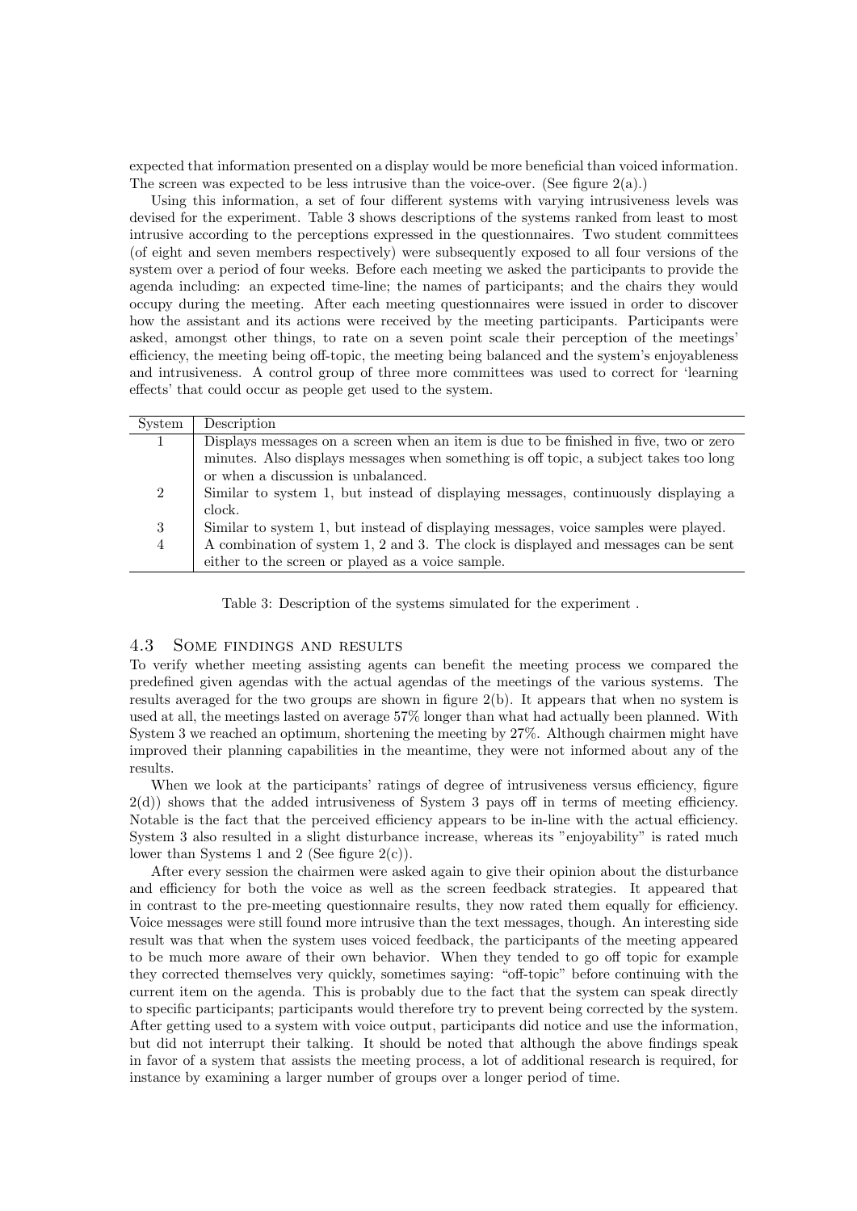expected that information presented on a display would be more beneficial than voiced information. The screen was expected to be less intrusive than the voice-over. (See figure 2(a).)

Using this information, a set of four different systems with varying intrusiveness levels was devised for the experiment. Table 3 shows descriptions of the systems ranked from least to most intrusive according to the perceptions expressed in the questionnaires. Two student committees (of eight and seven members respectively) were subsequently exposed to all four versions of the system over a period of four weeks. Before each meeting we asked the participants to provide the agenda including: an expected time-line; the names of participants; and the chairs they would occupy during the meeting. After each meeting questionnaires were issued in order to discover how the assistant and its actions were received by the meeting participants. Participants were asked, amongst other things, to rate on a seven point scale their perception of the meetings' efficiency, the meeting being off-topic, the meeting being balanced and the system's enjoyableness and intrusiveness. A control group of three more committees was used to correct for 'learning effects' that could occur as people get used to the system.

| System | Description |
|---|---|
| 1 | Displays messages on a screen when an item is due to be finished in five, two or zero minutes. Also displays messages when something is off topic, a subject takes too long or when a discussion is unbalanced. |
| 2 | Similar to system 1, but instead of displaying messages, continuously displaying a clock. |
| 3 | Similar to system 1, but instead of displaying messages, voice samples were played. |
| 4 | A combination of system 1, 2 and 3. The clock is displayed and messages can be sent either to the screen or played as a voice sample. |

Table 3: Description of the systems simulated for the experiment .

## 4.3 Some findings and results

To verify whether meeting assisting agents can benefit the meeting process we compared the predefined given agendas with the actual agendas of the meetings of the various systems. The results averaged for the two groups are shown in figure 2(b). It appears that when no system is used at all, the meetings lasted on average 57% longer than what had actually been planned. With System 3 we reached an optimum, shortening the meeting by 27%. Although chairmen might have improved their planning capabilities in the meantime, they were not informed about any of the results.

When we look at the participants' ratings of degree of intrusiveness versus efficiency, figure 2(d)) shows that the added intrusiveness of System 3 pays off in terms of meeting efficiency. Notable is the fact that the perceived efficiency appears to be in-line with the actual efficiency. System 3 also resulted in a slight disturbance increase, whereas its "enjoyability" is rated much lower than Systems 1 and 2 (See figure 2(c)).

After every session the chairmen were asked again to give their opinion about the disturbance and efficiency for both the voice as well as the screen feedback strategies. It appeared that in contrast to the pre-meeting questionnaire results, they now rated them equally for efficiency. Voice messages were still found more intrusive than the text messages, though. An interesting side result was that when the system uses voiced feedback, the participants of the meeting appeared to be much more aware of their own behavior. When they tended to go off topic for example they corrected themselves very quickly, sometimes saying: "off-topic" before continuing with the current item on the agenda. This is probably due to the fact that the system can speak directly to specific participants; participants would therefore try to prevent being corrected by the system. After getting used to a system with voice output, participants did notice and use the information, but did not interrupt their talking. It should be noted that although the above findings speak in favor of a system that assists the meeting process, a lot of additional research is required, for instance by examining a larger number of groups over a longer period of time.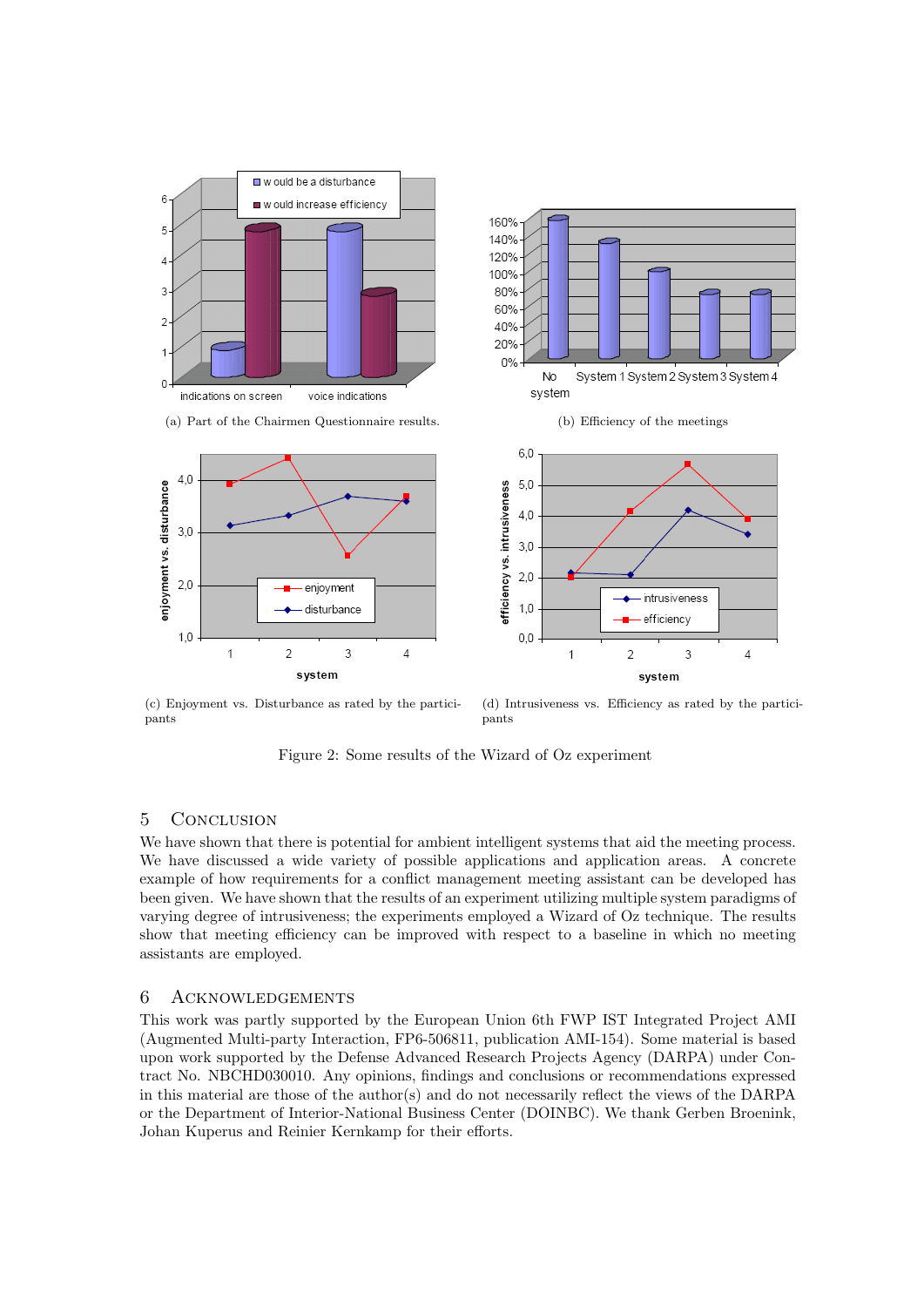(a) Part of the Chairmen Questionnaire results.

(b) Efficiency of the meetings

(c) Enjoyment vs. Disturbance as rated by the participants

(d) Intrusiveness vs. Efficiency as rated by the participants

Figure 2: Some results of the Wizard of Oz experiment

## 5 Conclusion

We have shown that there is potential for ambient intelligent systems that aid the meeting process. We have discussed a wide variety of possible applications and application areas. A concrete example of how requirements for a conflict management meeting assistant can be developed has been given. We have shown that the results of an experiment utilizing multiple system paradigms of varying degree of intrusiveness; the experiments employed a Wizard of Oz technique. The results show that meeting efficiency can be improved with respect to a baseline in which no meeting assistants are employed.

## 6 Acknowledgements

This work was partly supported by the European Union 6th FWP IST Integrated Project AMI (Augmented Multi-party Interaction, FP6-506811, publication AMI-154). Some material is based upon work supported by the Defense Advanced Research Projects Agency (DARPA) under Contract No. NBCHD030010. Any opinions, findings and conclusions or recommendations expressed in this material are those of the author(s) and do not necessarily reflect the views of the DARPA or the Department of Interior-National Business Center (DOINBC). We thank Gerben Broenink, Johan Kuperus and Reinier Kernkamp for their efforts.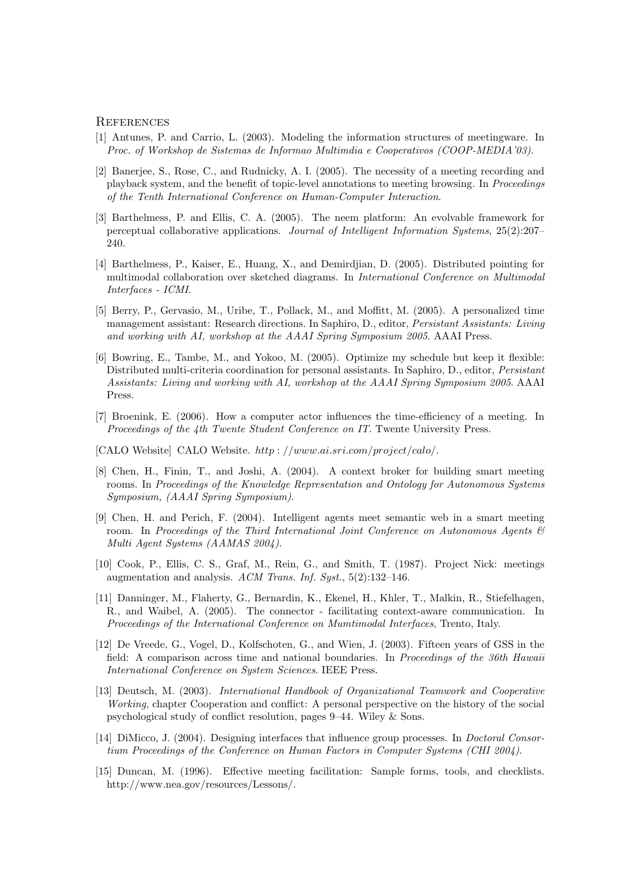# References

[1] Antunes, P. and Carrio, L. (2003). Modeling the information structures of meetingware. In *Proc. of Workshop de Sistemas de Informao Multimdia e Cooperativos (COOP-MEDIA'03)*.

[2] Banerjee, S., Rose, C., and Rudnicky, A. I. (2005). The necessity of a meeting recording and playback system, and the benefit of topic-level annotations to meeting browsing. In *Proceedings of the Tenth International Conference on Human-Computer Interaction*.

[3] Barthelmess, P. and Ellis, C. A. (2005). The neem platform: An evolvable framework for perceptual collaborative applications. *Journal of Intelligent Information Systems*, 25(2):207–240.

[4] Barthelmess, P., Kaiser, E., Huang, X., and Demirdjian, D. (2005). Distributed pointing for multimodal collaboration over sketched diagrams. In *International Conference on Multimodal Interfaces - ICMI*.

[5] Berry, P., Gervasio, M., Uribe, T., Pollack, M., and Moffitt, M. (2005). A personalized time management assistant: Research directions. In Saphiro, D., editor, *Persistant Assistants: Living and working with AI, workshop at the AAAI Spring Symposium 2005*. AAAI Press.

[6] Bowring, E., Tambe, M., and Yokoo, M. (2005). Optimize my schedule but keep it flexible: Distributed multi-criteria coordination for personal assistants. In Saphiro, D., editor, *Persistant Assistants: Living and working with AI, workshop at the AAAI Spring Symposium 2005*. AAAI Press.

[7] Broenink, E. (2006). How a computer actor influences the time-efficiency of a meeting. In *Proceedings of the 4th Twente Student Conference on IT*. Twente University Press.

[CALO Website] CALO Website. *http://www.ai.sri.com/project/calo/*.

[8] Chen, H., Finin, T., and Joshi, A. (2004). A context broker for building smart meeting rooms. In *Proceedings of the Knowledge Representation and Ontology for Autonomous Systems Symposium, (AAAI Spring Symposium)*.

[9] Chen, H. and Perich, F. (2004). Intelligent agents meet semantic web in a smart meeting room. In *Proceedings of the Third International Joint Conference on Autonomous Agents & Multi Agent Systems (AAMAS 2004)*.

[10] Cook, P., Ellis, C. S., Graf, M., Rein, G., and Smith, T. (1987). Project Nick: meetings augmentation and analysis. *ACM Trans. Inf. Syst.*, 5(2):132–146.

[11] Danninger, M., Flaherty, G., Bernardin, K., Ekenel, H., Khler, T., Malkin, R., Stiefelhagen, R., and Waibel, A. (2005). The connector - facilitating context-aware communication. In *Proceedings of the International Conference on Mumtimodal Interfaces*, Trento, Italy.

[12] De Vreede, G., Vogel, D., Kolfschoten, G., and Wien, J. (2003). Fifteen years of GSS in the field: A comparison across time and national boundaries. In *Proceedings of the 36th Hawaii International Conference on System Sciences*. IEEE Press.

[13] Deutsch, M. (2003). *International Handbook of Organizational Teamwork and Cooperative Working*, chapter Cooperation and conflict: A personal perspective on the history of the social psychological study of conflict resolution, pages 9–44. Wiley & Sons.

[14] DiMicco, J. (2004). Designing interfaces that influence group processes. In *Doctoral Consortium Proceedings of the Conference on Human Factors in Computer Systems (CHI 2004)*.

[15] Duncan, M. (1996). Effective meeting facilitation: Sample forms, tools, and checklists. http://www.nea.gov/resources/Lessons/.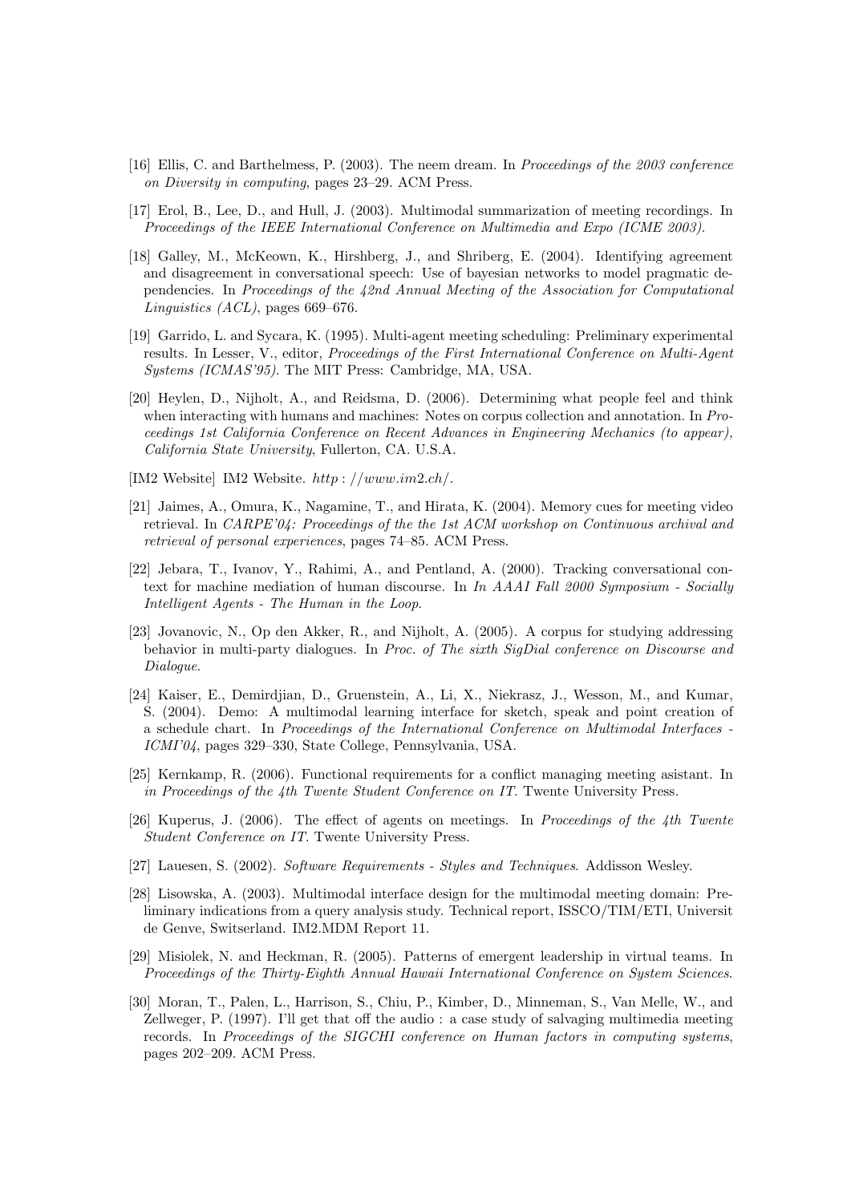[16] Ellis, C. and Barthelmess, P. (2003). The neem dream. In *Proceedings of the 2003 conference on Diversity in computing*, pages 23–29. ACM Press.

[17] Erol, B., Lee, D., and Hull, J. (2003). Multimodal summarization of meeting recordings. In *Proceedings of the IEEE International Conference on Multimedia and Expo (ICME 2003)*.

[18] Galley, M., McKeown, K., Hirshberg, J., and Shriberg, E. (2004). Identifying agreement and disagreement in conversational speech: Use of bayesian networks to model pragmatic dependencies. In *Proceedings of the 42nd Annual Meeting of the Association for Computational Linguistics (ACL)*, pages 669–676.

[19] Garrido, L. and Sycara, K. (1995). Multi-agent meeting scheduling: Preliminary experimental results. In Lesser, V., editor, *Proceedings of the First International Conference on Multi-Agent Systems (ICMAS'95)*. The MIT Press: Cambridge, MA, USA.

[20] Heylen, D., Nijholt, A., and Reidsma, D. (2006). Determining what people feel and think when interacting with humans and machines: Notes on corpus collection and annotation. In *Proceedings 1st California Conference on Recent Advances in Engineering Mechanics (to appear), California State University*, Fullerton, CA. U.S.A.

[IM2 Website] IM2 Website. *http : //www.im2.ch/*.

[21] Jaimes, A., Omura, K., Nagamine, T., and Hirata, K. (2004). Memory cues for meeting video retrieval. In *CARPE'04: Proceedings of the the 1st ACM workshop on Continuous archival and retrieval of personal experiences*, pages 74–85. ACM Press.

[22] Jebara, T., Ivanov, Y., Rahimi, A., and Pentland, A. (2000). Tracking conversational context for machine mediation of human discourse. In *In AAAI Fall 2000 Symposium - Socially Intelligent Agents - The Human in the Loop*.

[23] Jovanovic, N., Op den Akker, R., and Nijholt, A. (2005). A corpus for studying addressing behavior in multi-party dialogues. In *Proc. of The sixth SigDial conference on Discourse and Dialogue*.

[24] Kaiser, E., Demirdjian, D., Gruenstein, A., Li, X., Niekrasz, J., Wesson, M., and Kumar, S. (2004). Demo: A multimodal learning interface for sketch, speak and point creation of a schedule chart. In *Proceedings of the International Conference on Multimodal Interfaces - ICMI'04*, pages 329–330, State College, Pennsylvania, USA.

[25] Kernkamp, R. (2006). Functional requirements for a conflict managing meeting asistant. In *in Proceedings of the 4th Twente Student Conference on IT*. Twente University Press.

[26] Kuperus, J. (2006). The effect of agents on meetings. In *Proceedings of the 4th Twente Student Conference on IT*. Twente University Press.

[27] Lauesen, S. (2002). *Software Requirements - Styles and Techniques*. Addisson Wesley.

[28] Lisowska, A. (2003). Multimodal interface design for the multimodal meeting domain: Preliminary indications from a query analysis study. Technical report, ISSCO/TIM/ETI, Universit de Genve, Switserland. IM2.MDM Report 11.

[29] Misiolek, N. and Heckman, R. (2005). Patterns of emergent leadership in virtual teams. In *Proceedings of the Thirty-Eighth Annual Hawaii International Conference on System Sciences*.

[30] Moran, T., Palen, L., Harrison, S., Chiu, P., Kimber, D., Minneman, S., Van Melle, W., and Zellweger, P. (1997). I'll get that off the audio : a case study of salvaging multimedia meeting records. In *Proceedings of the SIGCHI conference on Human factors in computing systems*, pages 202–209. ACM Press.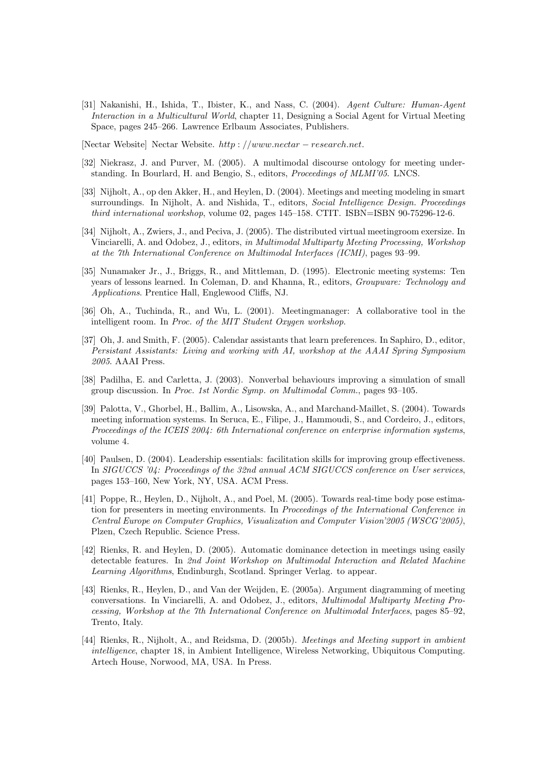[31] Nakanishi, H., Ishida, T., Ibister, K., and Nass, C. (2004). *Agent Culture: Human-Agent Interaction in a Multicultural World*, chapter 11, Designing a Social Agent for Virtual Meeting Space, pages 245–266. Lawrence Erlbaum Associates, Publishers.

[Nectar Website] Nectar Website. $http://www.nectar-research.net$.

[32] Niekrasz, J. and Purver, M. (2005). A multimodal discourse ontology for meeting understanding. In Bourlard, H. and Bengio, S., editors, *Proceedings of MLMI'05*. LNCS.

[33] Nijholt, A., op den Akker, H., and Heylen, D. (2004). Meetings and meeting modeling in smart surroundings. In Nijholt, A. and Nishida, T., editors, *Social Intelligence Design. Proceedings third international workshop*, volume 02, pages 145–158. CTIT. ISBN=ISBN 90-75296-12-6.

[34] Nijholt, A., Zwiers, J., and Peciva, J. (2005). The distributed virtual meetingroom exersize. In Vinciarelli, A. and Odobez, J., editors, *in Multimodal Multiparty Meeting Processing, Workshop at the 7th International Conference on Multimodal Interfaces (ICMI)*, pages 93–99.

[35] Nunamaker Jr., J., Briggs, R., and Mittleman, D. (1995). Electronic meeting systems: Ten years of lessons learned. In Coleman, D. and Khanna, R., editors, *Groupware: Technology and Applications*. Prentice Hall, Englewood Cliffs, NJ.

[36] Oh, A., Tuchinda, R., and Wu, L. (2001). Meetingmanager: A collaborative tool in the intelligent room. In *Proc. of the MIT Student Oxygen workshop*.

[37] Oh, J. and Smith, F. (2005). Calendar assistants that learn preferences. In Saphiro, D., editor, *Persistant Assistants: Living and working with AI, workshop at the AAAI Spring Symposium 2005*. AAAI Press.

[38] Padilha, E. and Carletta, J. (2003). Nonverbal behaviours improving a simulation of small group discussion. In *Proc. 1st Nordic Symp. on Multimodal Comm.*, pages 93–105.

[39] Palotta, V., Ghorbel, H., Ballim, A., Lisowska, A., and Marchand-Maillet, S. (2004). Towards meeting information systems. In Seruca, E., Filipe, J., Hammoudi, S., and Cordeiro, J., editors, *Proceedings of the ICEIS 2004: 6th International conference on enterprise information systems*, volume 4.

[40] Paulsen, D. (2004). Leadership essentials: facilitation skills for improving group effectiveness. In *SIGUCCS '04: Proceedings of the 32nd annual ACM SIGUCCS conference on User services*, pages 153–160, New York, NY, USA. ACM Press.

[41] Poppe, R., Heylen, D., Nijholt, A., and Poel, M. (2005). Towards real-time body pose estimation for presenters in meeting environments. In *Proceedings of the International Conference in Central Europe on Computer Graphics, Visualization and Computer Vision'2005 (WSCG'2005)*, Plzen, Czech Republic. Science Press.

[42] Rienks, R. and Heylen, D. (2005). Automatic dominance detection in meetings using easily detectable features. In *2nd Joint Workshop on Multimodal Interaction and Related Machine Learning Algorithms*, Endinburgh, Scotland. Springer Verlag. to appear.

[43] Rienks, R., Heylen, D., and Van der Weijden, E. (2005a). Argument diagramming of meeting conversations. In Vinciarelli, A. and Odobez, J., editors, *Multimodal Multiparty Meeting Processing, Workshop at the 7th International Conference on Multimodal Interfaces*, pages 85–92, Trento, Italy.

[44] Rienks, R., Nijholt, A., and Reidsma, D. (2005b). *Meetings and Meeting support in ambient intelligence*, chapter 18, in Ambient Intelligence, Wireless Networking, Ubiquitous Computing. Artech House, Norwood, MA, USA. In Press.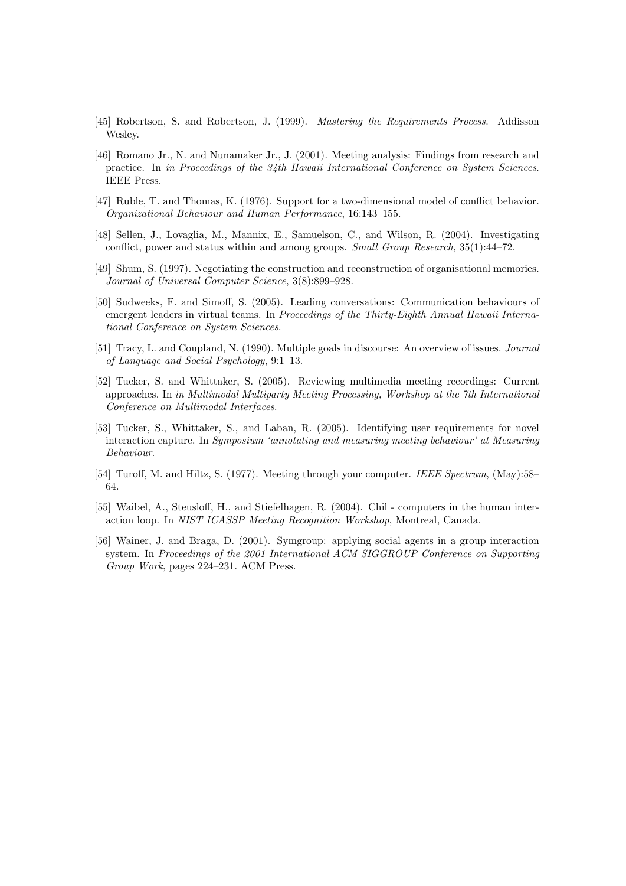[45] Robertson, S. and Robertson, J. (1999). *Mastering the Requirements Process*. Addisson Wesley.

[46] Romano Jr., N. and Nunamaker Jr., J. (2001). Meeting analysis: Findings from research and practice. In *in Proceedings of the 34th Hawaii International Conference on System Sciences*. IEEE Press.

[47] Ruble, T. and Thomas, K. (1976). Support for a two-dimensional model of conflict behavior. *Organizational Behaviour and Human Performance*, 16:143–155.

[48] Sellen, J., Lovaglia, M., Mannix, E., Samuelson, C., and Wilson, R. (2004). Investigating conflict, power and status within and among groups. *Small Group Research*, 35(1):44–72.

[49] Shum, S. (1997). Negotiating the construction and reconstruction of organisational memories. *Journal of Universal Computer Science*, 3(8):899–928.

[50] Sudweeks, F. and Simoff, S. (2005). Leading conversations: Communication behaviours of emergent leaders in virtual teams. In *Proceedings of the Thirty-Eighth Annual Hawaii International Conference on System Sciences*.

[51] Tracy, L. and Coupland, N. (1990). Multiple goals in discourse: An overview of issues. *Journal of Language and Social Psychology*, 9:1–13.

[52] Tucker, S. and Whittaker, S. (2005). Reviewing multimedia meeting recordings: Current approaches. In *in Multimodal Multiparty Meeting Processing, Workshop at the 7th International Conference on Multimodal Interfaces*.

[53] Tucker, S., Whittaker, S., and Laban, R. (2005). Identifying user requirements for novel interaction capture. In *Symposium 'annotating and measuring meeting behaviour' at Measuring Behaviour*.

[54] Turoff, M. and Hiltz, S. (1977). Meeting through your computer. *IEEE Spectrum*, (May):58–64.

[55] Waibel, A., Steusloff, H., and Stiefelhagen, R. (2004). Chil - computers in the human interaction loop. In *NIST ICASSP Meeting Recognition Workshop*, Montreal, Canada.

[56] Wainer, J. and Braga, D. (2001). Symgroup: applying social agents in a group interaction system. In *Proceedings of the 2001 International ACM SIGGROUP Conference on Supporting Group Work*, pages 224–231. ACM Press.